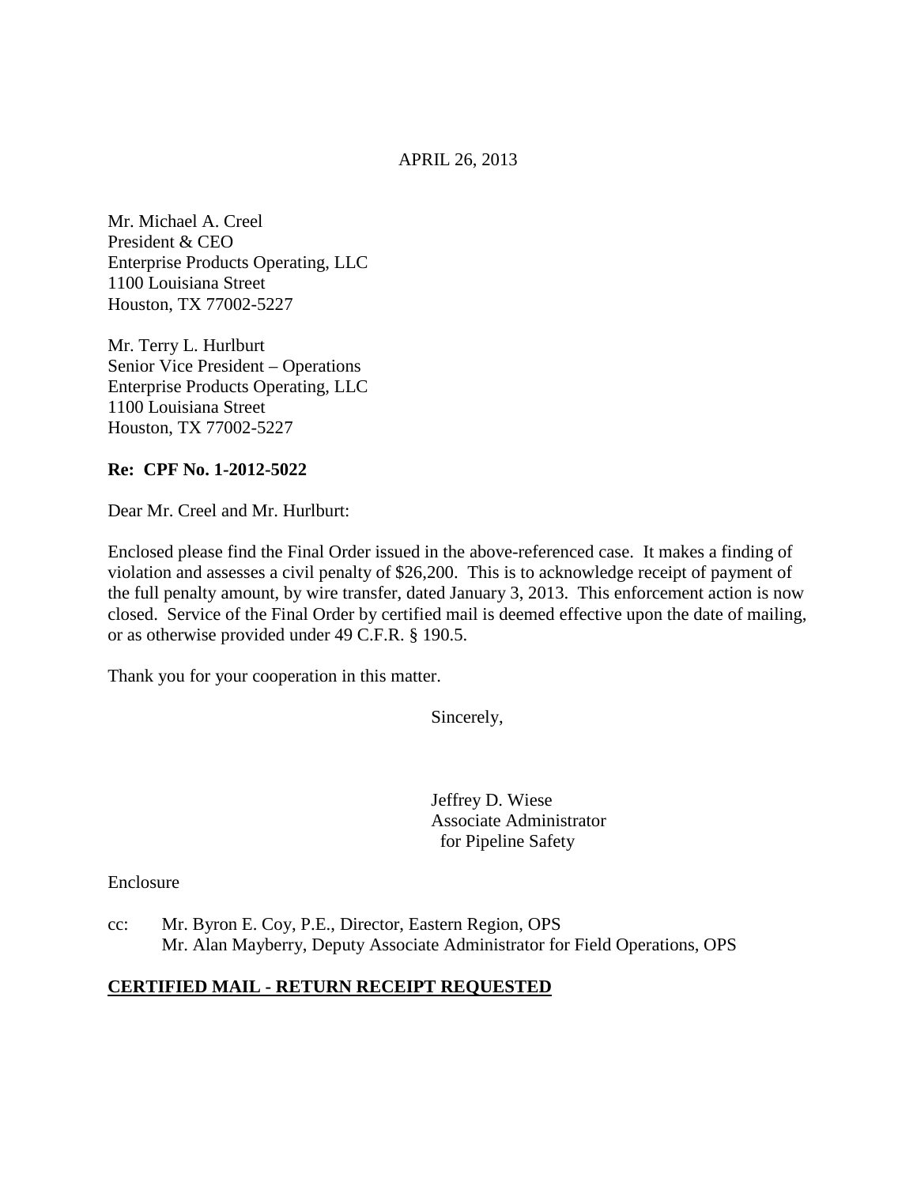APRIL 26, 2013

Mr. Michael A. Creel  
President & CEO  
Enterprise Products Operating, LLC  
1100 Louisiana Street  
Houston, TX 77002-5227

Mr. Terry L. Hurlburt  
Senior Vice President – Operations  
Enterprise Products Operating, LLC  
1100 Louisiana Street  
Houston, TX 77002-5227

**Re: CPF No. 1-2012-5022**

Dear Mr. Creel and Mr. Hurlburt:

Enclosed please find the Final Order issued in the above-referenced case. It makes a finding of violation and assesses a civil penalty of $26,200. This is to acknowledge receipt of payment of the full penalty amount, by wire transfer, dated January 3, 2013. This enforcement action is now closed. Service of the Final Order by certified mail is deemed effective upon the date of mailing, or as otherwise provided under 49 C.F.R. § 190.5.

Thank you for your cooperation in this matter.

Sincerely,

Jeffrey D. Wiese  
Associate Administrator  
for Pipeline Safety

Enclosure

cc: Mr. Byron E. Coy, P.E., Director, Eastern Region, OPS  
Mr. Alan Mayberry, Deputy Associate Administrator for Field Operations, OPS

**CERTIFIED MAIL - RETURN RECEIPT REQUESTED**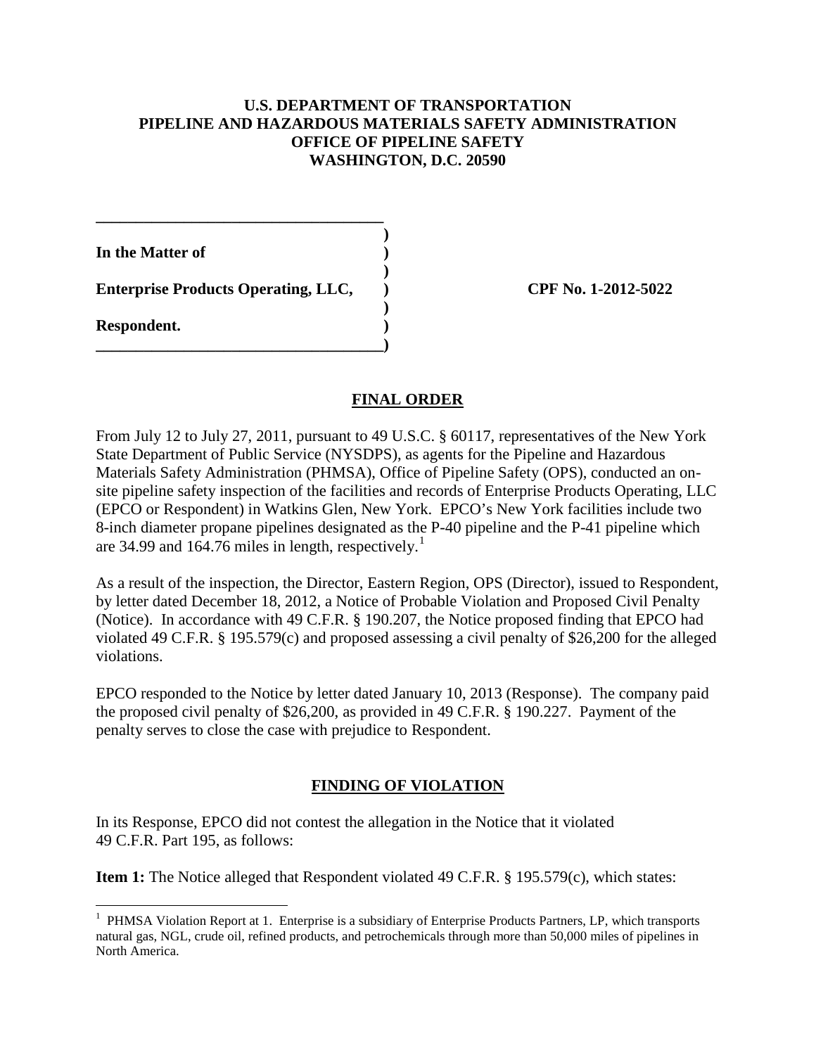**U.S. DEPARTMENT OF TRANSPORTATION**
**PIPELINE AND HAZARDOUS MATERIALS SAFETY ADMINISTRATION**
**OFFICE OF PIPELINE SAFETY**
**WASHINGTON, D.C. 20590**

| | |
|---|---|
| **In the Matter of** | |
| **Enterprise Products Operating, LLC,** | **CPF No. 1-2012-5022** |
| **Respondent.** | |

## FINAL ORDER

From July 12 to July 27, 2011, pursuant to 49 U.S.C. § 60117, representatives of the New York State Department of Public Service (NYSDPS), as agents for the Pipeline and Hazardous Materials Safety Administration (PHMSA), Office of Pipeline Safety (OPS), conducted an on-site pipeline safety inspection of the facilities and records of Enterprise Products Operating, LLC (EPCO or Respondent) in Watkins Glen, New York. EPCO's New York facilities include two 8-inch diameter propane pipelines designated as the P-40 pipeline and the P-41 pipeline which are 34.99 and 164.76 miles in length, respectively.[1]

As a result of the inspection, the Director, Eastern Region, OPS (Director), issued to Respondent, by letter dated December 18, 2012, a Notice of Probable Violation and Proposed Civil Penalty (Notice). In accordance with 49 C.F.R. § 190.207, the Notice proposed finding that EPCO had violated 49 C.F.R. § 195.579(c) and proposed assessing a civil penalty of $26,200 for the alleged violations.

EPCO responded to the Notice by letter dated January 10, 2013 (Response). The company paid the proposed civil penalty of $26,200, as provided in 49 C.F.R. § 190.227. Payment of the penalty serves to close the case with prejudice to Respondent.

## FINDING OF VIOLATION

In its Response, EPCO did not contest the allegation in the Notice that it violated 49 C.F.R. Part 195, as follows:

**Item 1:** The Notice alleged that Respondent violated 49 C.F.R. § 195.579(c), which states:

[1] PHMSA Violation Report at 1. Enterprise is a subsidiary of Enterprise Products Partners, LP, which transports natural gas, NGL, crude oil, refined products, and petrochemicals through more than 50,000 miles of pipelines in North America.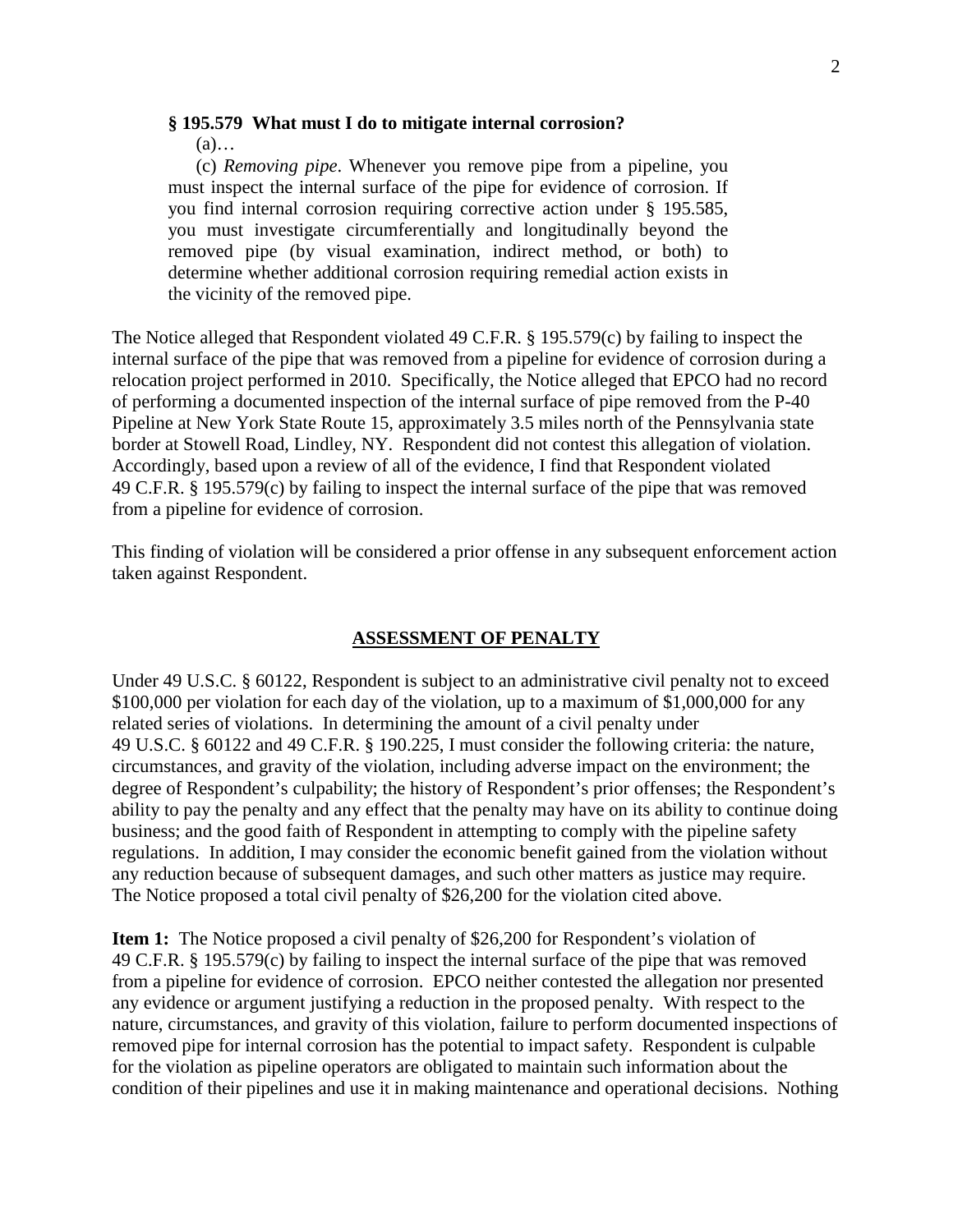**§ 195.579 What must I do to mitigate internal corrosion?**

(a)…

(c) *Removing pipe*. Whenever you remove pipe from a pipeline, you must inspect the internal surface of the pipe for evidence of corrosion. If you find internal corrosion requiring corrective action under § 195.585, you must investigate circumferentially and longitudinally beyond the removed pipe (by visual examination, indirect method, or both) to determine whether additional corrosion requiring remedial action exists in the vicinity of the removed pipe.

The Notice alleged that Respondent violated 49 C.F.R. § 195.579(c) by failing to inspect the internal surface of the pipe that was removed from a pipeline for evidence of corrosion during a relocation project performed in 2010. Specifically, the Notice alleged that EPCO had no record of performing a documented inspection of the internal surface of pipe removed from the P-40 Pipeline at New York State Route 15, approximately 3.5 miles north of the Pennsylvania state border at Stowell Road, Lindley, NY. Respondent did not contest this allegation of violation. Accordingly, based upon a review of all of the evidence, I find that Respondent violated 49 C.F.R. § 195.579(c) by failing to inspect the internal surface of the pipe that was removed from a pipeline for evidence of corrosion.

This finding of violation will be considered a prior offense in any subsequent enforcement action taken against Respondent.

## ASSESSMENT OF PENALTY

Under 49 U.S.C. § 60122, Respondent is subject to an administrative civil penalty not to exceed $100,000 per violation for each day of the violation, up to a maximum of $1,000,000 for any related series of violations. In determining the amount of a civil penalty under 49 U.S.C. § 60122 and 49 C.F.R. § 190.225, I must consider the following criteria: the nature, circumstances, and gravity of the violation, including adverse impact on the environment; the degree of Respondent's culpability; the history of Respondent's prior offenses; the Respondent's ability to pay the penalty and any effect that the penalty may have on its ability to continue doing business; and the good faith of Respondent in attempting to comply with the pipeline safety regulations. In addition, I may consider the economic benefit gained from the violation without any reduction because of subsequent damages, and such other matters as justice may require. The Notice proposed a total civil penalty of $26,200 for the violation cited above.

**Item 1:** The Notice proposed a civil penalty of $26,200 for Respondent's violation of 49 C.F.R. § 195.579(c) by failing to inspect the internal surface of the pipe that was removed from a pipeline for evidence of corrosion. EPCO neither contested the allegation nor presented any evidence or argument justifying a reduction in the proposed penalty. With respect to the nature, circumstances, and gravity of this violation, failure to perform documented inspections of removed pipe for internal corrosion has the potential to impact safety. Respondent is culpable for the violation as pipeline operators are obligated to maintain such information about the condition of their pipelines and use it in making maintenance and operational decisions. Nothing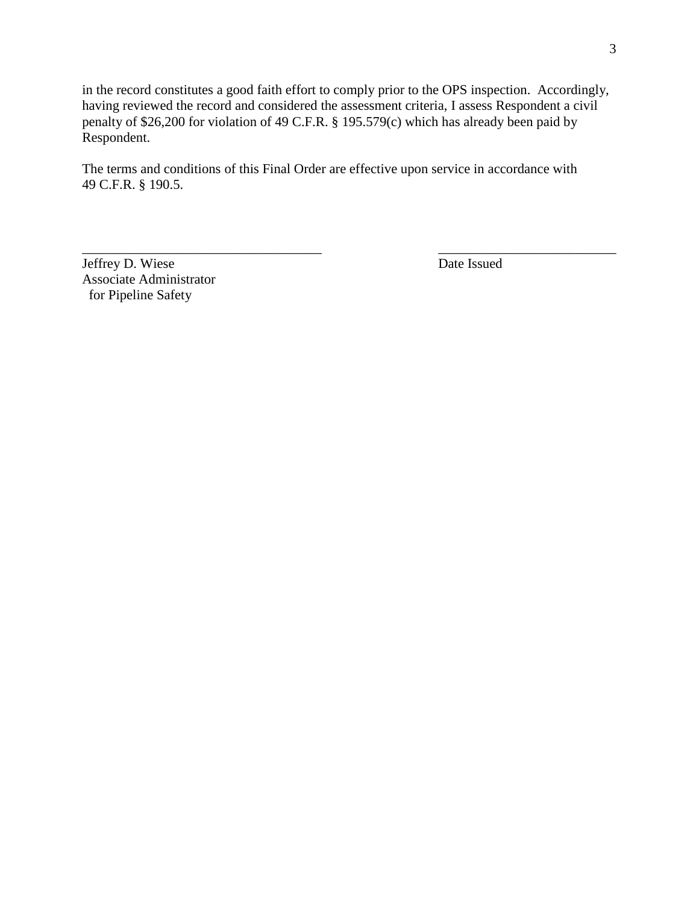in the record constitutes a good faith effort to comply prior to the OPS inspection. Accordingly, having reviewed the record and considered the assessment criteria, I assess Respondent a civil penalty of $26,200 for violation of 49 C.F.R. § 195.579(c) which has already been paid by Respondent.

The terms and conditions of this Final Order are effective upon service in accordance with 49 C.F.R. § 190.5.

\_\_\_\_\_\_\_\_\_\_\_\_\_\_\_\_\_\_\_\_\_\_\_\_\_\_\_\_\_\_\_\_\_\_\_ \_\_\_\_\_\_\_\_\_\_\_\_\_\_\_\_\_\_\_\_\_\_\_\_\_\_

Jeffrey D. Wiese  
Associate Administrator  
for Pipeline Safety

Date Issued